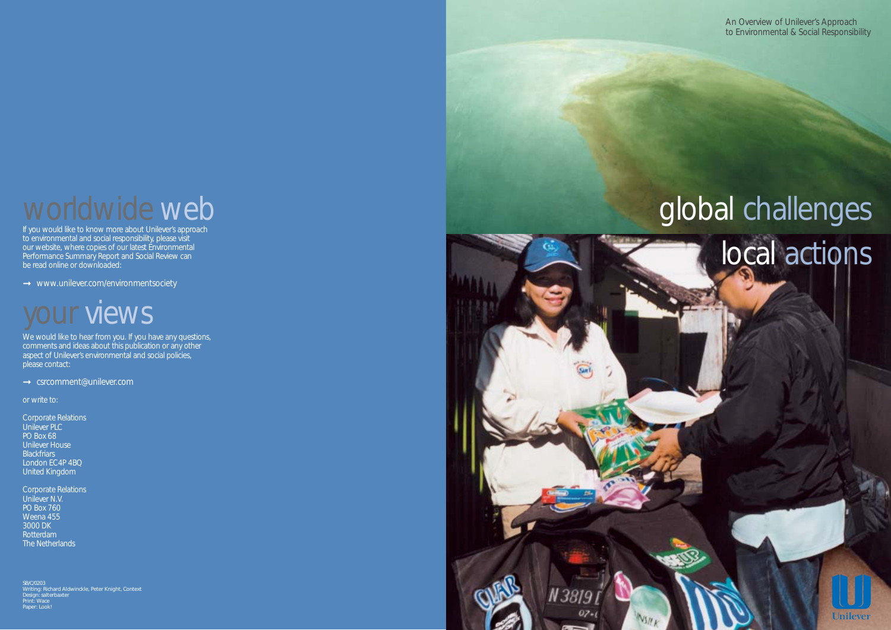# worldwide web

If you would like to know more about Unilever's approach to environmental and social responsibility, please visit our website, where copies of our latest Environmental Performance Summary Report and Social Review can be read online or downloaded:

→ www.unilever.com/environmentsociety

# your views

We would like to hear from you. If you have any questions, comments and ideas about this publication or any other aspect of Unilever's environmental and social policies, please contact:

→ csrcomment@unilever.com

or write to:

Corporate Relations
Unilever PLC
PO Box 68
Unilever House
Blackfriars
London EC4P 4BQ
United Kingdom

Corporate Relations
Unilever N.V.
PO Box 760
Weena 455
3000 DK
Rotterdam
The Netherlands

SB/C/0203
Writing: Richard Aldwinckle, Peter Knight, Context
Design: salterbaxter
Print: Wace
Paper: Look!

An Overview of Unilever's Approach to Environmental & Social Responsibility

# global challenges local actions

Unilever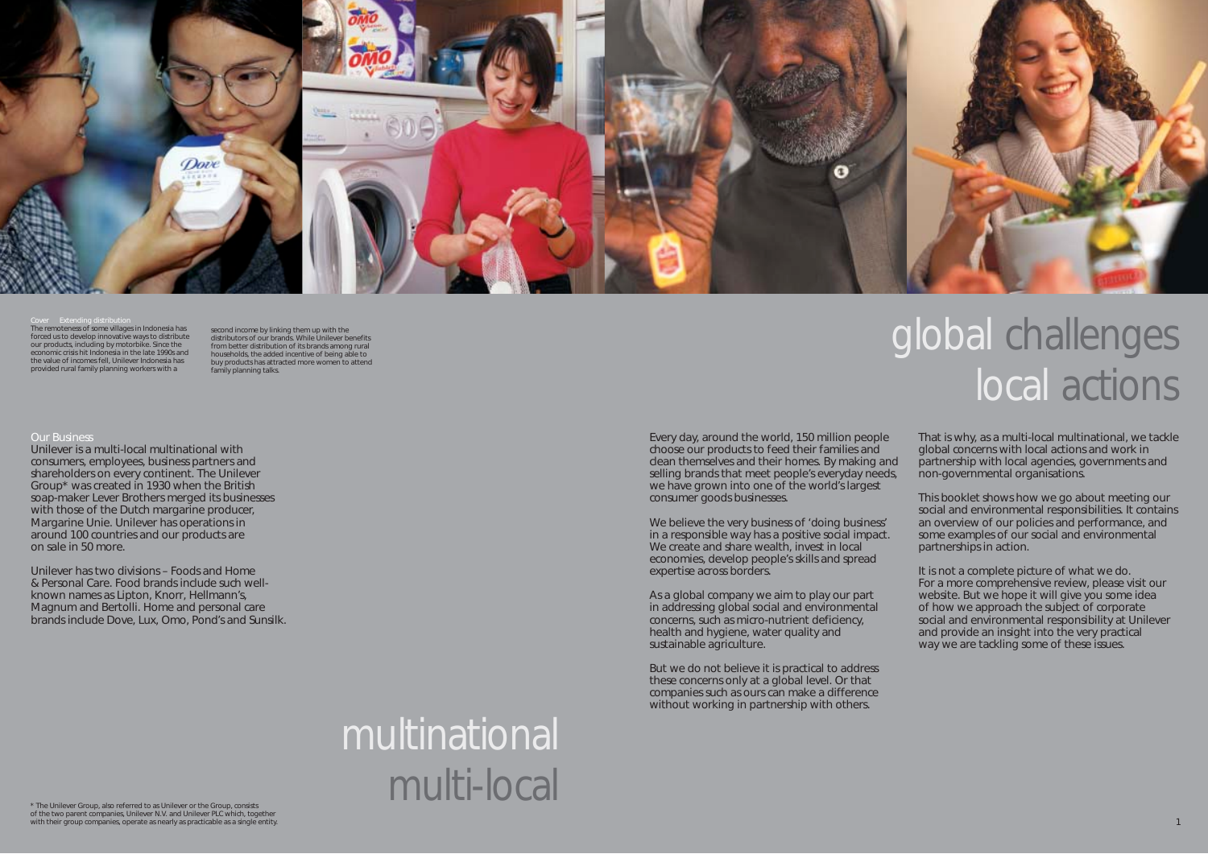**Cover** Extending distribution

The remoteness of some villages in Indonesia has forced us to develop innovative ways to distribute our products, including by motorbike. Since the economic crisis hit Indonesia in the late 1990s and the value of incomes fell, Unilever Indonesia has provided rural family planning workers with a second income by linking them up with the distributors of our brands. While Unilever benefits from better distribution of its brands among rural households, the added incentive of being able to buy products has attracted more women to attend family planning talks.

# global challenges local actions

## Our Business

Unilever is a multi-local multinational with consumers, employees, business partners and shareholders on every continent. The Unilever Group* was created in 1930 when the British soap-maker Lever Brothers merged its businesses with those of the Dutch margarine producer, Margarine Unie. Unilever has operations in around 100 countries and our products are on sale in 50 more.

Unilever has two divisions – Foods and Home & Personal Care. Food brands include such well-known names as Lipton, Knorr, Hellmann's, Magnum and Bertolli. Home and personal care brands include Dove, Lux, Omo, Pond's and Sunsilk.

## multinational multi-local

Every day, around the world, 150 million people choose our products to feed their families and clean themselves and their homes. By making and selling brands that meet people's everyday needs, we have grown into one of the world's largest consumer goods businesses.

We believe the very business of 'doing business' in a responsible way has a positive social impact. We create and share wealth, invest in local economies, develop people's skills and spread expertise across borders.

As a global company we aim to play our part in addressing global social and environmental concerns, such as micro-nutrient deficiency, health and hygiene, water quality and sustainable agriculture.

But we do not believe it is practical to address these concerns only at a global level. Or that companies such as ours can make a difference without working in partnership with others.

That is why, as a multi-local multinational, we tackle global concerns with local actions and work in partnership with local agencies, governments and non-governmental organisations.

This booklet shows how we go about meeting our social and environmental responsibilities. It contains an overview of our policies and performance, and some examples of our social and environmental partnerships in action.

It is not a complete picture of what we do. For a more comprehensive review, please visit our website. But we hope it will give you some idea of how we approach the subject of corporate social and environmental responsibility at Unilever and provide an insight into the very practical way we are tackling some of these issues.

* The Unilever Group, also referred to as Unilever or the Group, consists of the two parent companies, Unilever N.V. and Unilever PLC which, together with their group companies, operate as nearly as practicable as a single entity.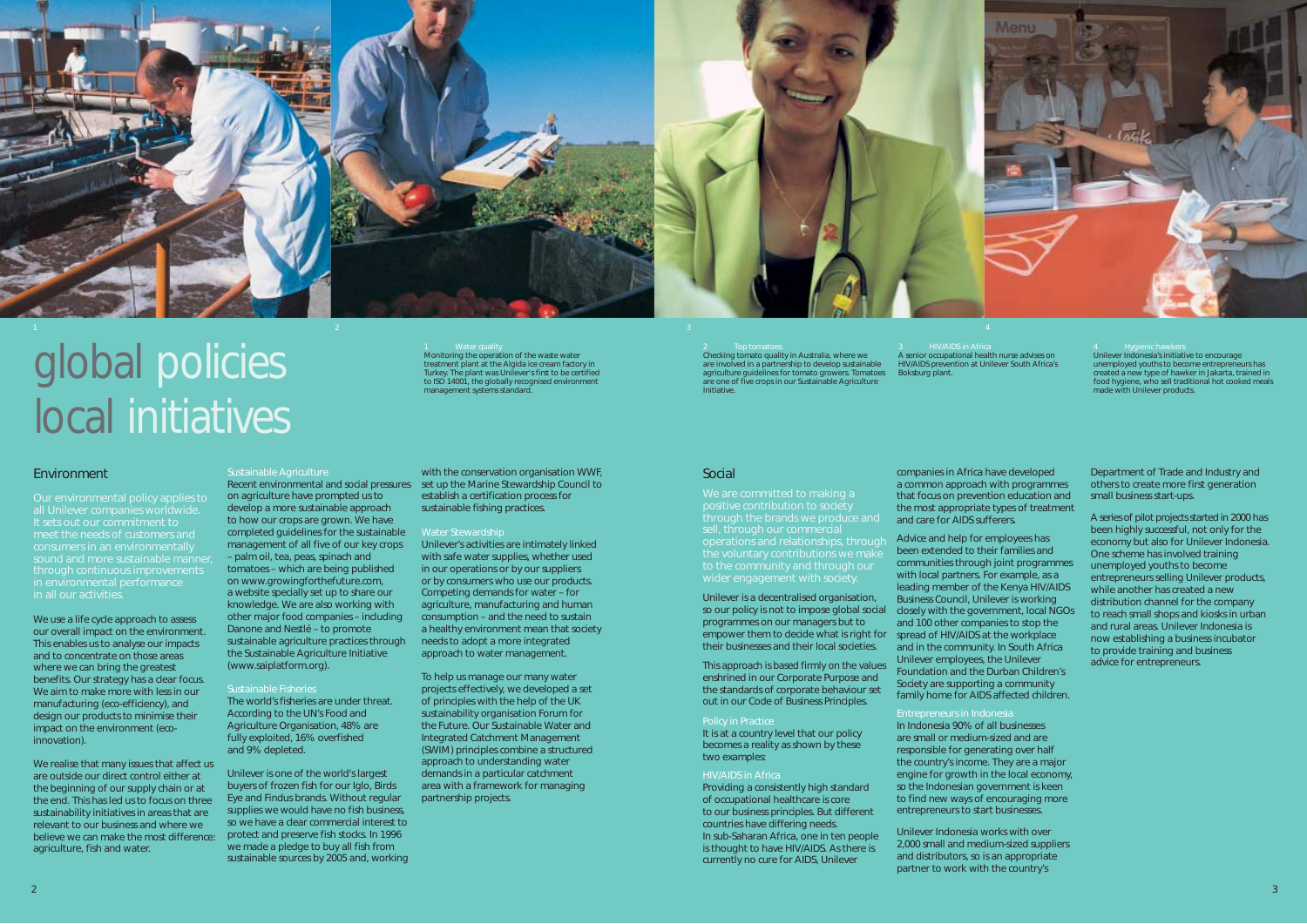# global policies local initiatives

1 Water quality
Monitoring the operation of the waste water treatment plant at the Algida ice cream factory in Turkey. The plant was Unilever's first to be certified to ISO 14001, the globally recognised environment management systems standard.

2 Top tomatoes
Checking tomato quality in Australia, where we are involved in a partnership to develop sustainable agriculture guidelines for tomato growers. Tomatoes are one of five crops in our Sustainable Agriculture Initiative.

3 HIV/AIDS in Africa
A senior occupational health nurse advises on HIV/AIDS prevention at Unilever South Africa's Boksburg plant.

4 Hygienic hawkers
Unilever Indonesia's initiative to encourage unemployed youths to become entrepreneurs has created a new type of hawker in Jakarta, trained in food hygiene, who sell traditional hot cooked meals made with Unilever products.

## Environment

Our environmental policy applies to all Unilever companies worldwide. It sets out our commitment to meet the needs of customers and consumers in an environmentally sound and more sustainable manner, through continuous improvements in environmental performance in all our activities.

We use a life cycle approach to assess our overall impact on the environment. This enables us to analyse our impacts and to concentrate on those areas where we can bring the greatest benefits. Our strategy has a clear focus. We aim to make more with less in our manufacturing (eco-efficiency), and design our products to minimise their impact on the environment (eco-innovation).

We realise that many issues that affect us are outside our direct control either at the beginning of our supply chain or at the end. This has led us to focus on three sustainability initiatives in areas that are relevant to our business and where we believe we can make the most difference: agriculture, fish and water.

### Sustainable Agriculture

Recent environmental and social pressures on agriculture have prompted us to develop a more sustainable approach to how our crops are grown. We have completed guidelines for the sustainable management of all five of our key crops – palm oil, tea, peas, spinach and tomatoes – which are being published on www.growingforthefuture.com, a website specially set up to share our knowledge. We are also working with other major food companies – including Danone and Nestlé – to promote sustainable agriculture practices through the Sustainable Agriculture Initiative (www.saiplatform.org).

### Sustainable Fisheries

The world's fisheries are under threat. According to the UN's Food and Agriculture Organisation, 48% are fully exploited, 16% overfished and 9% depleted.

Unilever is one of the world's largest buyers of frozen fish for our Iglo, Birds Eye and Findus brands. Without regular supplies we would have no fish business, so we have a clear commercial interest to protect and preserve fish stocks. In 1996 we made a pledge to buy all fish from sustainable sources by 2005 and, working with the conservation organisation WWF, set up the Marine Stewardship Council to establish a certification process for sustainable fishing practices.

### Water Stewardship

Unilever's activities are intimately linked with safe water supplies, whether used in our operations or by our suppliers or by consumers who use our products. Competing demands for water – for agriculture, manufacturing and human consumption – and the need to sustain a healthy environment mean that society needs to adopt a more integrated approach to water management.

To help us manage our many water projects effectively, we developed a set of principles with the help of the UK sustainability organisation Forum for the Future. Our Sustainable Water and Integrated Catchment Management (SWIM) principles combine a structured approach to understanding water demands in a particular catchment area with a framework for managing partnership projects.

## Social

We are committed to making a positive contribution to society through the brands we produce and sell, through our commercial operations and relationships, through the voluntary contributions we make to the community and through our wider engagement with society.

Unilever is a decentralised organisation, so our policy is not to impose global social programmes on our managers but to empower them to decide what is right for their businesses and their local societies.

This approach is based firmly on the values enshrined in our Corporate Purpose and the standards of corporate behaviour set out in our Code of Business Principles.

### Policy in Practice

It is at a country level that our policy becomes a reality as shown by these two examples:

### HIV/AIDS in Africa

Providing a consistently high standard of occupational healthcare is core to our business principles. But different countries have differing needs.
In sub-Saharan Africa, one in ten people is thought to have HIV/AIDS. As there is currently no cure for AIDS, Unilever companies in Africa have developed a common approach with programmes that focus on prevention education and the most appropriate types of treatment and care for AIDS sufferers.

Advice and help for employees has been extended to their families and communities through joint programmes with local partners. For example, as a leading member of the Kenya HIV/AIDS Business Council, Unilever is working closely with the government, local NGOs and 100 other companies to stop the spread of HIV/AIDS at the workplace and in the community. In South Africa Unilever employees, the Unilever Foundation and the Durban Children's Society are supporting a community family home for AIDS affected children.

### Entrepreneurs in Indonesia

In Indonesia 90% of all businesses are small or medium-sized and are responsible for generating over half the country's income. They are a major engine for growth in the local economy, so the Indonesian government is keen to find new ways of encouraging more entrepreneurs to start businesses.

Unilever Indonesia works with over 2,000 small and medium-sized suppliers and distributors, so is an appropriate partner to work with the country's Department of Trade and Industry and others to create more first generation small business start-ups.

A series of pilot projects started in 2000 has been highly successful, not only for the economy but also for Unilever Indonesia. One scheme has involved training unemployed youths to become entrepreneurs selling Unilever products, while another has created a new distribution channel for the company to reach small shops and kiosks in urban and rural areas. Unilever Indonesia is now establishing a business incubator to provide training and business advice for entrepreneurs.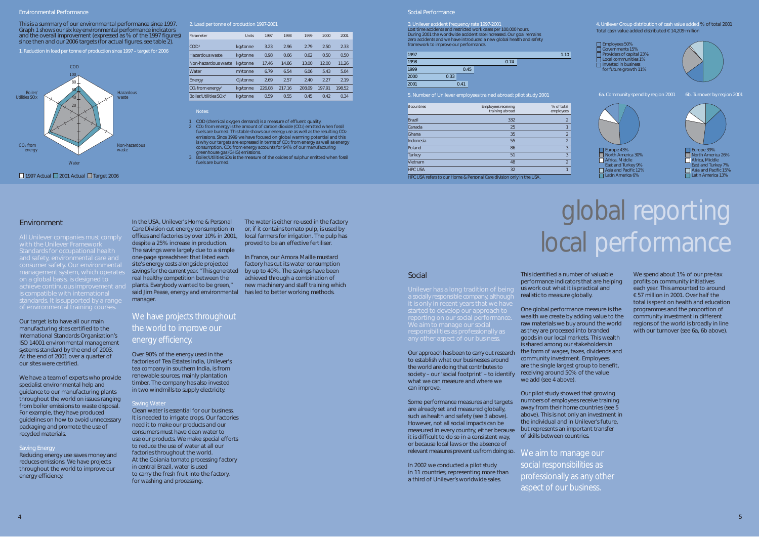## Environmental Performance

This is a summary of our environmental performance since 1997. Graph 1 shows our six key environmental performance indicators and the overall improvement (expressed as % of the 1997 figures) since then and our 2006 targets (for actual figures, see table 2).

1. Reduction in load per tonne of production since 1997 – target for 2006

COD, Hazardous waste, Non-hazardous waste, Water, $CO_2$ from energy, Boiler/Utilities SOx

1997 Actual / 2001 Actual / Target 2006

2. Load per tonne of production 1997-2001

| Parameter | Units | 1997 | 1998 | 1999 | 2000 | 2001 |
|---|---|---|---|---|---|---|
| COD[1] | kg/tonne | 3.23 | 2.96 | 2.79 | 2.50 | 2.33 |
| Hazardous waste | kg/tonne | 0.98 | 0.66 | 0.62 | 0.50 | 0.50 |
| Non-hazardous waste | kg/tonne | 17.46 | 14.86 | 13.00 | 12.00 | 11.26 |
| Water | $m^3$/tonne | 6.79 | 6.54 | 6.06 | 5.43 | 5.04 |
| Energy | GJ/tonne | 2.69 | 2.57 | 2.40 | 2.27 | 2.19 |
| $CO_2$ from energy[2] | kg/tonne | 226.08 | 217.16 | 208.09 | 197.91 | 198.52 |
| Boiler/Utilities SOx[3] | kg/tonne | 0.59 | 0.55 | 0.45 | 0.42 | 0.34 |

Notes:

1. COD (chemical oxygen demand) is a measure of effluent quality.
2. $CO_2$ from energy is the amount of carbon dioxide ($CO_2$) emitted when fossil fuels are burned. This table shows our energy use as well as the resulting $CO_2$ emissions. Since 1999 we have focused on global warming potential and this is why our targets are expressed in terms of $CO_2$ from energy as well as energy consumption. $CO_2$ from energy accounts for 94% of our manufacturing greenhouse gas (GHG) emissions.
3. Boiler/Utilities SOx is the measure of the oxides of sulphur emitted when fossil fuels are burned.

## Social Performance

3. Unilever accident frequency rate 1997-2001

Lost time accidents and restricted work cases per 100,000 hours. During 2001 the worldwide accident rate increased. Our goal remains zero accidents and we have introduced a new global health and safety framework to improve our performance.

| Year | Rate |
|---|---|
| 1997 | 1.10 |
| 1998 | 0.74 |
| 1999 | 0.45 |
| 2000 | 0.33 |
| 2001 | 0.41 |

4. Unilever Group distribution of cash value added % of total 2001

Total cash value added distributed €14,209 million

- Employees 50%
- Governments 15%
- Providers of capital 23%
- Local communities 1%
- Invested in business for future growth 11%

5. Number of Unilever employees trained abroad: pilot study 2001

| 8 countries | Employees receiving training abroad | % of total employees |
|---|---|---|
| Brazil | 332 | 2 |
| Canada | 25 | 1 |
| Ghana | 35 | 2 |
| Indonesia | 55 | 2 |
| Poland | 86 | 3 |
| Turkey | 51 | 3 |
| Vietnam | 48 | 2 |
| HPC USA | 32 | 1 |

HPC USA refers to our Home & Personal Care division only in the USA.

6a. Community spend by region 2001

- Europe 43%
- North America 30%
- Africa, Middle East and Turkey 9%
- Asia and Pacific 12%
- Latin America 6%

6b. Turnover by region 2001

- Europe 39%
- North America 26%
- Africa, Middle East and Turkey 7%
- Asia and Pacific 15%
- Latin America 13%

# global reporting local performance

## Environment

All Unilever companies must comply with the Unilever Framework Standards for occupational health and safety, environmental care and consumer safety. Our environmental management system, which operates on a global basis, is designed to achieve continuous improvement and is compatible with international standards. It is supported by a range of environmental training courses.

Our target is to have all our main manufacturing sites certified to the International Standards Organisation's ISO 14001 environmental management systems standard by the end of 2003. At the end of 2001 over a quarter of our sites were certified.

We have a team of experts who provide specialist environmental help and guidance to our manufacturing plants throughout the world on issues ranging from boiler emissions to waste disposal. For example, they have produced guidelines on how to avoid unnecessary packaging and promote the use of recycled materials.

### Saving Energy

Reducing energy use saves money and reduces emissions. We have projects throughout the world to improve our energy efficiency.

In the USA, Unilever's Home & Personal Care Division cut energy consumption in offices and factories by over 10% in 2001, despite a 25% increase in production. The savings were largely due to a simple one-page spreadsheet that listed each site's energy costs alongside projected savings for the current year. "This generated real healthy competition between the plants. Everybody wanted to be green," said Jim Pease, energy and environmental manager.

> We have projects throughout the world to improve our energy efficiency.

Over 90% of the energy used in the factories of Tea Estates India, Unilever's tea company in southern India, is from renewable sources, mainly plantation timber. The company has also invested in two windmills to supply electricity.

### Saving Water

Clean water is essential for our business. It is needed to irrigate crops. Our factories need it to make our products and our consumers must have clean water to use our products. We make special efforts to reduce the use of water at all our factories throughout the world.

At the Goiania tomato processing factory in central Brazil, water is used to carry the fresh fruit into the factory, for washing and processing.

The water is either re-used in the factory or, if it contains tomato pulp, is used by local farmers for irrigation. The pulp has proved to be an effective fertiliser.

In France, our Amora Maille mustard factory has cut its water consumption by up to 40%. The savings have been achieved through a combination of new machinery and staff training which has led to better working methods.

## Social

Unilever has a long tradition of being a socially responsible company, although it is only in recent years that we have started to develop our approach to reporting on our social performance. We aim to manage our social responsibilities as professionally as any other aspect of our business.

Our approach has been to carry out research to establish what our businesses around the world are doing that contributes to society – our 'social footprint' – to identify what we can measure and where we can improve.

Some performance measures and targets are already set and measured globally, such as health and safety (see 3 above). However, not all social impacts can be measured in every country, either because it is difficult to do so in a consistent way, or because local laws or the absence of relevant measures prevent us from doing so.

In 2002 we conducted a pilot study in 11 countries, representing more than a third of Unilever's worldwide sales.

This identified a number of valuable performance indicators that are helping us work out what it is practical and realistic to measure globally.

One global performance measure is the wealth we create by adding value to the raw materials we buy around the world as they are processed into branded goods in our local markets. This wealth is shared among our stakeholders in the form of wages, taxes, dividends and community investment. Employees are the single largest group to benefit, receiving around 50% of the value we add (see 4 above).

Our pilot study showed that growing numbers of employees receive training away from their home countries (see 5 above). This is not only an investment in the individual and in Unilever's future, but represents an important transfer of skills between countries.

> We aim to manage our social responsibilities as professionally as any other aspect of our business.

We spend about 1% of our pre-tax profits on community initiatives each year. This amounted to around €57 million in 2001. Over half the total is spent on health and education programmes and the proportion of community investment in different regions of the world is broadly in line with our turnover (see 6a, 6b above).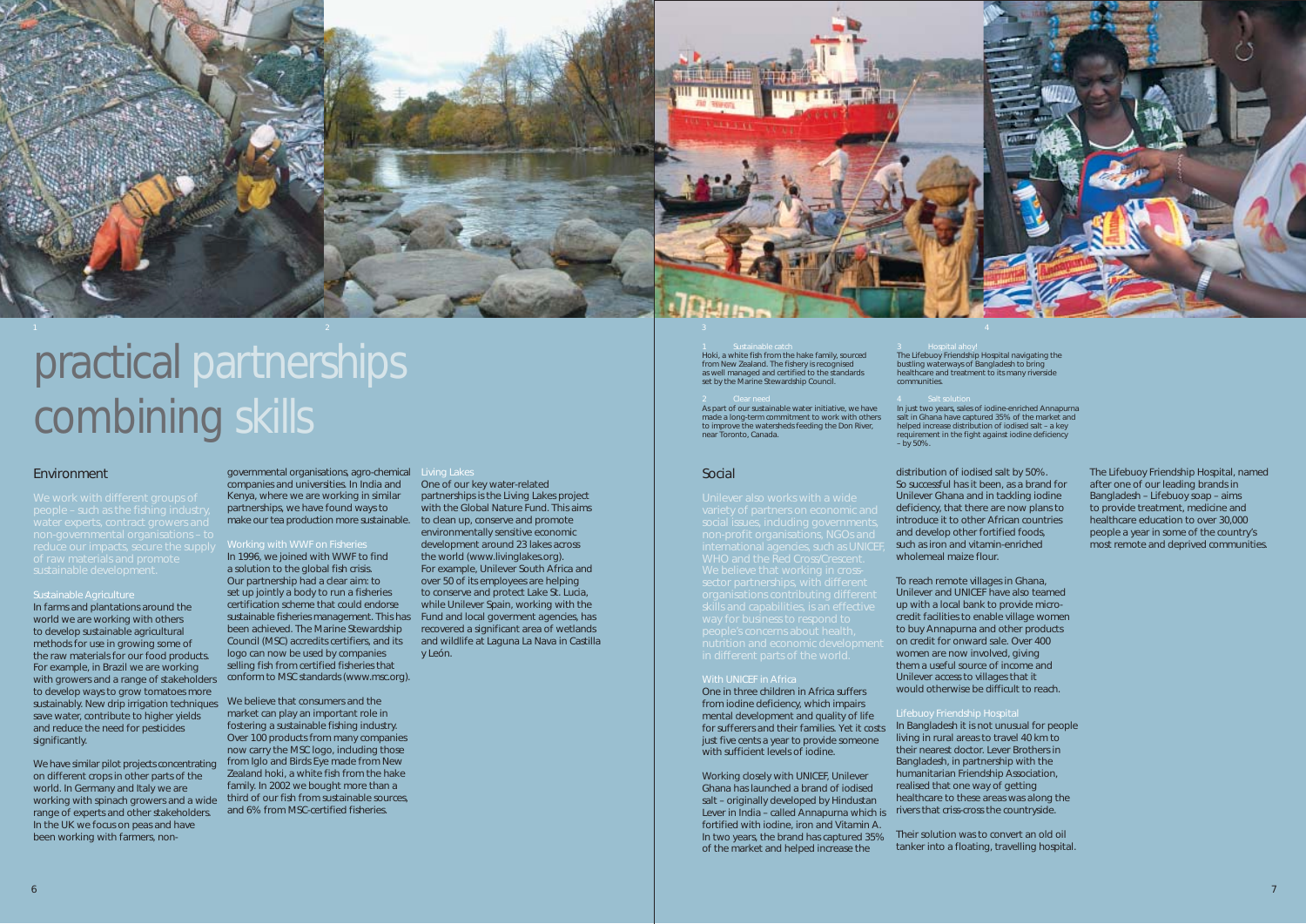# practical partnerships combining skills

## Environment

We work with different groups of people – such as the fishing industry, water experts, contract growers and non-governmental organisations – to reduce our impacts, secure the supply of raw materials and promote sustainable development.

### Sustainable Agriculture

In farms and plantations around the world we are working with others to develop sustainable agricultural methods for use in growing some of the raw materials for our food products. For example, in Brazil we are working with growers and a range of stakeholders to develop ways to grow tomatoes more sustainably. New drip irrigation techniques save water, contribute to higher yields and reduce the need for pesticides significantly.

We have similar pilot projects concentrating on different crops in other parts of the world. In Germany and Italy we are working with spinach growers and a wide range of experts and other stakeholders. In the UK we focus on peas and have been working with farmers, non-governmental organisations, agro-chemical companies and universities. In India and Kenya, where we are working in similar partnerships, we have found ways to make our tea production more sustainable.

### Working with WWF on Fisheries

In 1996, we joined with WWF to find a solution to the global fish crisis. Our partnership had a clear aim: to set up jointly a body to run a fisheries certification scheme that could endorse sustainable fisheries management. This has been achieved. The Marine Stewardship Council (MSC) accredits certifiers, and its logo can now be used by companies selling fish from certified fisheries that conform to MSC standards (www.msc.org).

We believe that consumers and the market can play an important role in fostering a sustainable fishing industry. Over 100 products from many companies now carry the MSC logo, including those from Iglo and Birds Eye made from New Zealand hoki, a white fish from the hake family. In 2002 we bought more than a third of our fish from sustainable sources, and 6% from MSC-certified fisheries.

### Living Lakes

One of our key water-related partnerships is the Living Lakes project with the Global Nature Fund. This aims to clean up, conserve and promote environmentally sensitive economic development around 23 lakes across the world (www.livinglakes.org). For example, Unilever South Africa and over 50 of its employees are helping to conserve and protect Lake St. Lucia, while Unilever Spain, working with the Fund and local goverment agencies, has recovered a significant area of wetlands and wildlife at Laguna La Nava in Castilla y León.

1 Sustainable catch
Hoki, a white fish from the hake family, sourced from New Zealand. The fishery is recognised as well managed and certified to the standards set by the Marine Stewardship Council.

2 Clear need
As part of our sustainable water initiative, we have made a long-term commitment to work with others to improve the watersheds feeding the Don River, near Toronto, Canada.

3 Hospital ahoy!
The Lifebuoy Friendship Hospital navigating the bustling waterways of Bangladesh to bring healthcare and treatment to its many riverside communities.

4 Salt solution
In just two years, sales of iodine-enriched Annapurna salt in Ghana have captured 35% of the market and helped increase distribution of iodised salt – a key requirement in the fight against iodine deficiency – by 50%.

## Social

Unilever also works with a wide variety of partners on economic and social issues, including governments, non-profit organisations, NGOs and international agencies, such as UNICEF, WHO and the Red Cross/Crescent. We believe that working in cross-sector partnerships, with different organisations contributing different skills and capabilities, is an effective way for business to respond to people's concerns about health, nutrition and economic development in different parts of the world.

### With UNICEF in Africa

One in three children in Africa suffers from iodine deficiency, which impairs mental development and quality of life for sufferers and their families. Yet it costs just five cents a year to provide someone with sufficient levels of iodine.

Working closely with UNICEF, Unilever Ghana has launched a brand of iodised salt – originally developed by Hindustan Lever in India – called Annapurna which is fortified with iodine, iron and Vitamin A. In two years, the brand has captured 35% of the market and helped increase the distribution of iodised salt by 50%. So successful has it been, as a brand for Unilever Ghana and in tackling iodine deficiency, that there are now plans to introduce it to other African countries and develop other fortified foods, such as iron and vitamin-enriched wholemeal maize flour.

To reach remote villages in Ghana, Unilever and UNICEF have also teamed up with a local bank to provide micro-credit facilities to enable village women to buy Annapurna and other products on credit for onward sale. Over 400 women are now involved, giving them a useful source of income and Unilever access to villages that it would otherwise be difficult to reach.

### Lifebuoy Friendship Hospital

In Bangladesh it is not unusual for people living in rural areas to travel 40 km to their nearest doctor. Lever Brothers in Bangladesh, in partnership with the humanitarian Friendship Association, realised that one way of getting healthcare to these areas was along the rivers that criss-cross the countryside.

Their solution was to convert an old oil tanker into a floating, travelling hospital. The Lifebuoy Friendship Hospital, named after one of our leading brands in Bangladesh – Lifebuoy soap – aims to provide treatment, medicine and healthcare education to over 30,000 people a year in some of the country's most remote and deprived communities.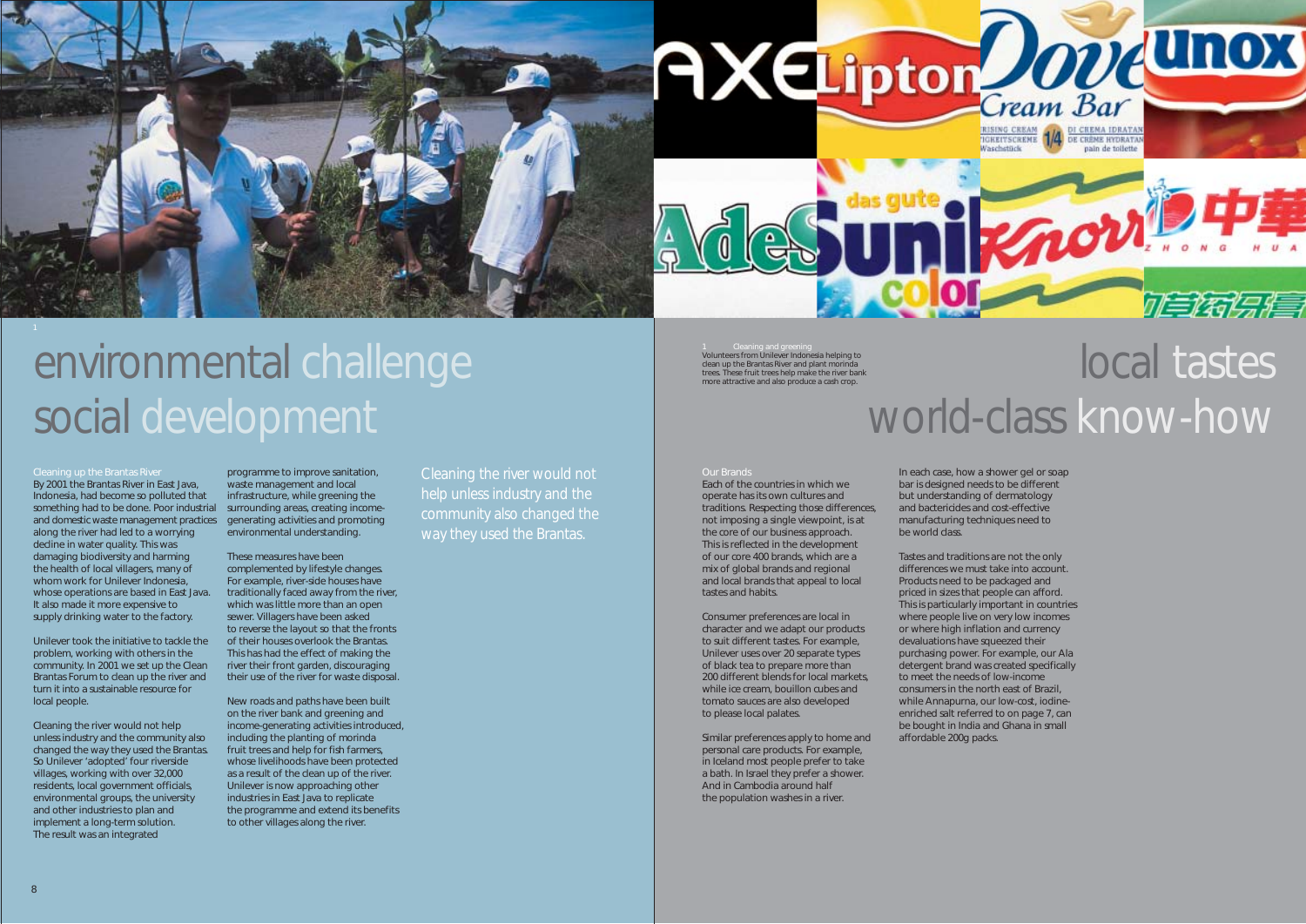# environmental challenge social development

### Cleaning up the Brantas River

By 2001 the Brantas River in East Java, Indonesia, had become so polluted that something had to be done. Poor industrial and domestic waste management practices along the river had led to a worrying decline in water quality. This was damaging biodiversity and harming the health of local villagers, many of whom work for Unilever Indonesia, whose operations are based in East Java. It also made it more expensive to supply drinking water to the factory.

Unilever took the initiative to tackle the problem, working with others in the community. In 2001 we set up the Clean Brantas Forum to clean up the river and turn it into a sustainable resource for local people.

Cleaning the river would not help unless industry and the community also changed the way they used the Brantas. So Unilever 'adopted' four riverside villages, working with over 32,000 residents, local government officials, environmental groups, the university and other industries to plan and implement a long-term solution. The result was an integrated programme to improve sanitation, waste management and local infrastructure, while greening the surrounding areas, creating income-generating activities and promoting environmental understanding.

These measures have been complemented by lifestyle changes. For example, river-side houses have traditionally faced away from the river, which was little more than an open sewer. Villagers have been asked to reverse the layout so that the fronts of their houses overlook the Brantas. This has had the effect of making the river their front garden, discouraging their use of the river for waste disposal.

New roads and paths have been built on the river bank and greening and income-generating activities introduced, including the planting of morinda fruit trees and help for fish farmers, whose livelihoods have been protected as a result of the clean up of the river. Unilever is now approaching other industries in East Java to replicate the programme and extend its benefits to other villages along the river.

> Cleaning the river would not help unless industry and the community also changed the way they used the Brantas.

1 Cleaning and greening
Volunteers from Unilever Indonesia helping to clean up the Brantas River and plant morinda trees. These fruit trees help make the river bank more attractive and also produce a cash crop.

# local tastes world-class know-how

### Our Brands

Each of the countries in which we operate has its own cultures and traditions. Respecting those differences, not imposing a single viewpoint, is at the core of our business approach. This is reflected in the development of our core 400 brands, which are a mix of global brands and regional and local brands that appeal to local tastes and habits.

Consumer preferences are local in character and we adapt our products to suit different tastes. For example, Unilever uses over 20 separate types of black tea to prepare more than 200 different blends for local markets, while ice cream, bouillon cubes and tomato sauces are also developed to please local palates.

Similar preferences apply to home and personal care products. For example, in Iceland most people prefer to take a bath. In Israel they prefer a shower. And in Cambodia around half the population washes in a river.

In each case, how a shower gel or soap bar is designed needs to be different but understanding of dermatology and bactericides and cost-effective manufacturing techniques need to be world class.

Tastes and traditions are not the only differences we must take into account. Products need to be packaged and priced in sizes that people can afford. This is particularly important in countries where people live on very low incomes or where high inflation and currency devaluations have squeezed their purchasing power. For example, our Ala detergent brand was created specifically to meet the needs of low-income consumers in the north east of Brazil, while Annapurna, our low-cost, iodine-enriched salt referred to on page 7, can be bought in India and Ghana in small affordable 200g packs.